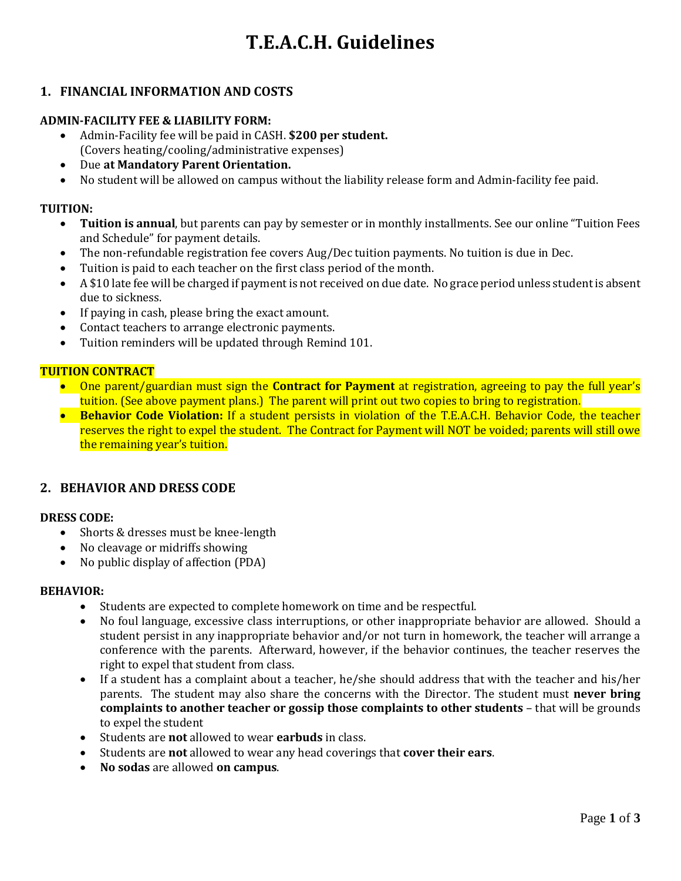# T.E.A.C.H. Guidelines

## 1. FINANCIAL INFORMATION AND COSTS

**ADMIN-FACILITY FEE & LIABILITY FORM:**

- Admin-Facility fee will be paid in CASH. **$200 per student.** (Covers heating/cooling/administrative expenses)
- Due **at Mandatory Parent Orientation.**
- No student will be allowed on campus without the liability release form and Admin-facility fee paid.

**TUITION:**

- **Tuition is annual**, but parents can pay by semester or in monthly installments. See our online "Tuition Fees and Schedule" for payment details.
- The non-refundable registration fee covers Aug/Dec tuition payments. No tuition is due in Dec.
- Tuition is paid to each teacher on the first class period of the month.
- A $10 late fee will be charged if payment is not received on due date. No grace period unless student is absent due to sickness.
- If paying in cash, please bring the exact amount.
- Contact teachers to arrange electronic payments.
- Tuition reminders will be updated through Remind 101.

**TUITION CONTRACT**

- One parent/guardian must sign the **Contract for Payment** at registration, agreeing to pay the full year's tuition. (See above payment plans.) The parent will print out two copies to bring to registration.
- **Behavior Code Violation:** If a student persists in violation of the T.E.A.C.H. Behavior Code, the teacher reserves the right to expel the student. The Contract for Payment will NOT be voided; parents will still owe the remaining year's tuition.

## 2. BEHAVIOR AND DRESS CODE

**DRESS CODE:**

- Shorts & dresses must be knee-length
- No cleavage or midriffs showing
- No public display of affection (PDA)

**BEHAVIOR:**

- Students are expected to complete homework on time and be respectful.
- No foul language, excessive class interruptions, or other inappropriate behavior are allowed. Should a student persist in any inappropriate behavior and/or not turn in homework, the teacher will arrange a conference with the parents. Afterward, however, if the behavior continues, the teacher reserves the right to expel that student from class.
- If a student has a complaint about a teacher, he/she should address that with the teacher and his/her parents. The student may also share the concerns with the Director. The student must **never bring complaints to another teacher or gossip those complaints to other students** – that will be grounds to expel the student
- Students are **not** allowed to wear **earbuds** in class.
- Students are **not** allowed to wear any head coverings that **cover their ears**.
- **No sodas** are allowed **on campus**.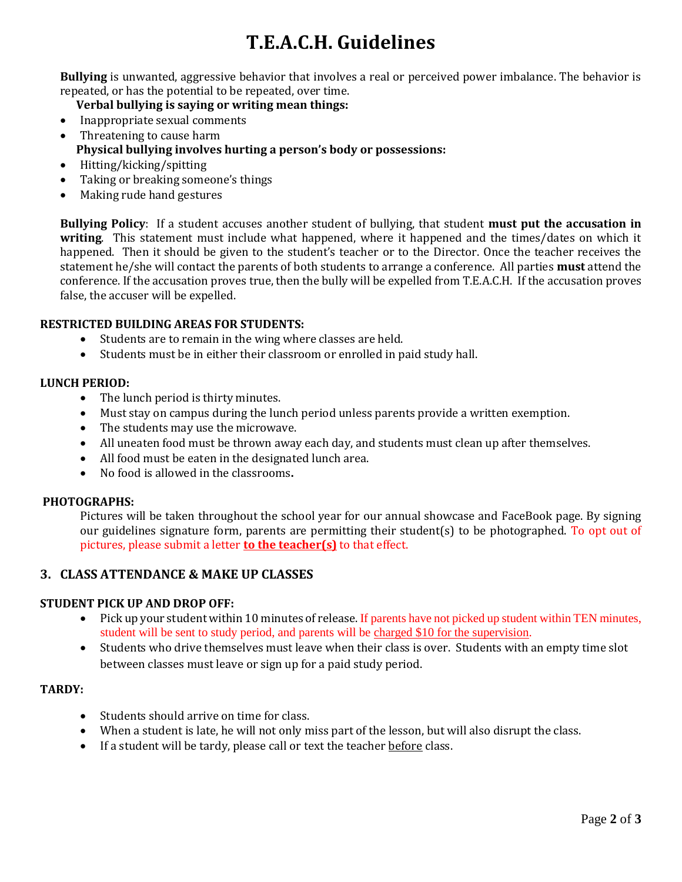# T.E.A.C.H. Guidelines

**Bullying** is unwanted, aggressive behavior that involves a real or perceived power imbalance. The behavior is repeated, or has the potential to be repeated, over time.

**Verbal bullying is saying or writing mean things:**

- Inappropriate sexual comments
- Threatening to cause harm

**Physical bullying involves hurting a person's body or possessions:**

- Hitting/kicking/spitting
- Taking or breaking someone's things
- Making rude hand gestures

**Bullying Policy**: If a student accuses another student of bullying, that student **must put the accusation in writing**. This statement must include what happened, where it happened and the times/dates on which it happened. Then it should be given to the student's teacher or to the Director. Once the teacher receives the statement he/she will contact the parents of both students to arrange a conference. All parties **must** attend the conference. If the accusation proves true, then the bully will be expelled from T.E.A.C.H. If the accusation proves false, the accuser will be expelled.

**RESTRICTED BUILDING AREAS FOR STUDENTS:**

- Students are to remain in the wing where classes are held.
- Students must be in either their classroom or enrolled in paid study hall.

**LUNCH PERIOD:**

- The lunch period is thirty minutes.
- Must stay on campus during the lunch period unless parents provide a written exemption.
- The students may use the microwave.
- All uneaten food must be thrown away each day, and students must clean up after themselves.
- All food must be eaten in the designated lunch area.
- No food is allowed in the classrooms**.**

**PHOTOGRAPHS:**

Pictures will be taken throughout the school year for our annual showcase and FaceBook page. By signing our guidelines signature form, parents are permitting their student(s) to be photographed. To opt out of pictures, please submit a letter **to the teacher(s)** to that effect.

## 3. CLASS ATTENDANCE & MAKE UP CLASSES

**STUDENT PICK UP AND DROP OFF:**

- Pick up your student within 10 minutes of release. If parents have not picked up student within TEN minutes, student will be sent to study period, and parents will be charged $10 for the supervision.
- Students who drive themselves must leave when their class is over. Students with an empty time slot between classes must leave or sign up for a paid study period.

**TARDY:**

- Students should arrive on time for class.
- When a student is late, he will not only miss part of the lesson, but will also disrupt the class.
- If a student will be tardy, please call or text the teacher before class.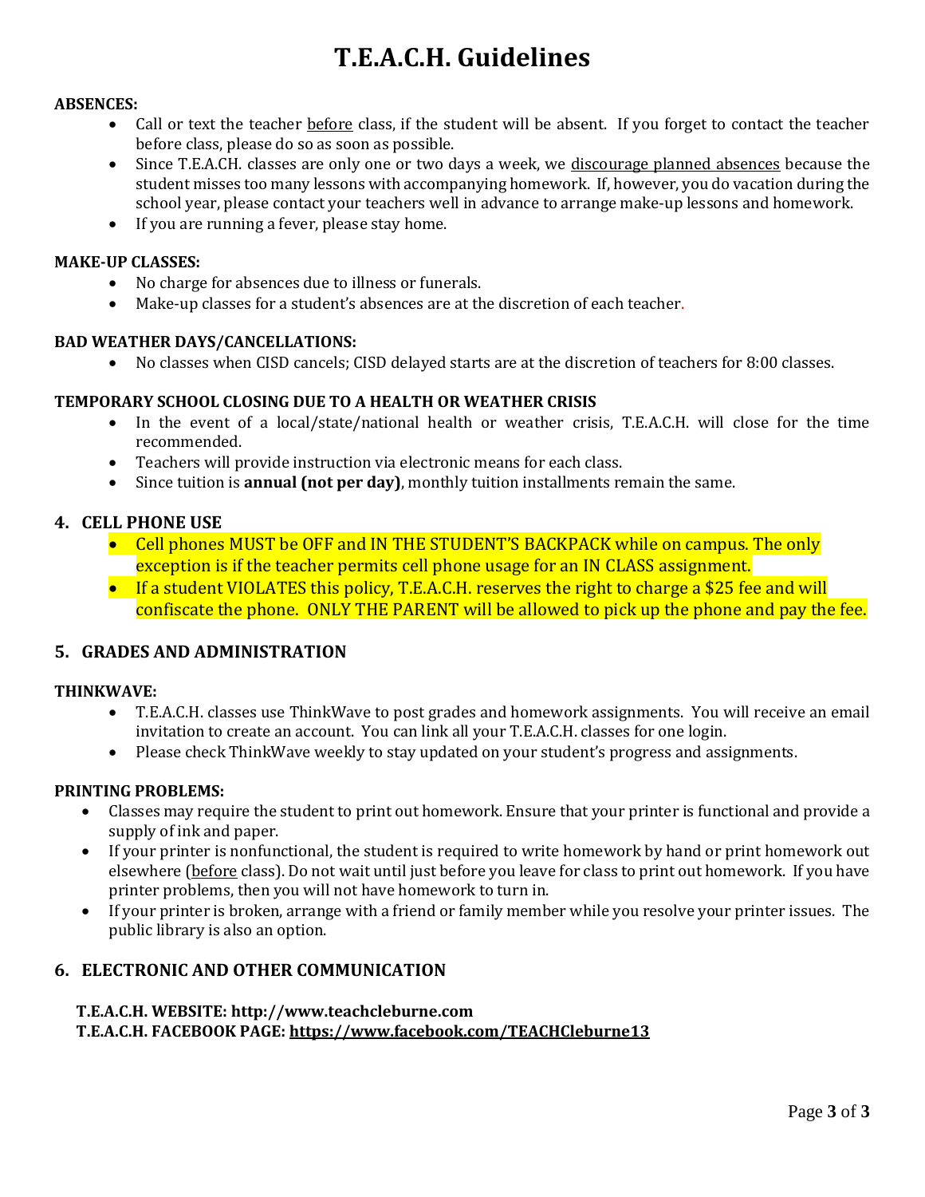# T.E.A.C.H. Guidelines

**ABSENCES:**

- Call or text the teacher before class, if the student will be absent. If you forget to contact the teacher before class, please do so as soon as possible.
- Since T.E.A.CH. classes are only one or two days a week, we discourage planned absences because the student misses too many lessons with accompanying homework. If, however, you do vacation during the school year, please contact your teachers well in advance to arrange make-up lessons and homework.
- If you are running a fever, please stay home.

**MAKE-UP CLASSES:**

- No charge for absences due to illness or funerals.
- Make-up classes for a student's absences are at the discretion of each teacher.

**BAD WEATHER DAYS/CANCELLATIONS:**

- No classes when CISD cancels; CISD delayed starts are at the discretion of teachers for 8:00 classes.

**TEMPORARY SCHOOL CLOSING DUE TO A HEALTH OR WEATHER CRISIS**

- In the event of a local/state/national health or weather crisis, T.E.A.C.H. will close for the time recommended.
- Teachers will provide instruction via electronic means for each class.
- Since tuition is **annual (not per day)**, monthly tuition installments remain the same.

## 4. CELL PHONE USE

- Cell phones MUST be OFF and IN THE STUDENT'S BACKPACK while on campus. The only exception is if the teacher permits cell phone usage for an IN CLASS assignment.
- If a student VIOLATES this policy, T.E.A.C.H. reserves the right to charge a $25 fee and will confiscate the phone. ONLY THE PARENT will be allowed to pick up the phone and pay the fee.

## 5. GRADES AND ADMINISTRATION

**THINKWAVE:**

- T.E.A.C.H. classes use ThinkWave to post grades and homework assignments. You will receive an email invitation to create an account. You can link all your T.E.A.C.H. classes for one login.
- Please check ThinkWave weekly to stay updated on your student's progress and assignments.

**PRINTING PROBLEMS:**

- Classes may require the student to print out homework. Ensure that your printer is functional and provide a supply of ink and paper.
- If your printer is nonfunctional, the student is required to write homework by hand or print homework out elsewhere (before class). Do not wait until just before you leave for class to print out homework. If you have printer problems, then you will not have homework to turn in.
- If your printer is broken, arrange with a friend or family member while you resolve your printer issues. The public library is also an option.

## 6. ELECTRONIC AND OTHER COMMUNICATION

**T.E.A.C.H. WEBSITE: http://www.teachcleburne.com**
**T.E.A.C.H. FACEBOOK PAGE: https://www.facebook.com/TEACHCleburne13**